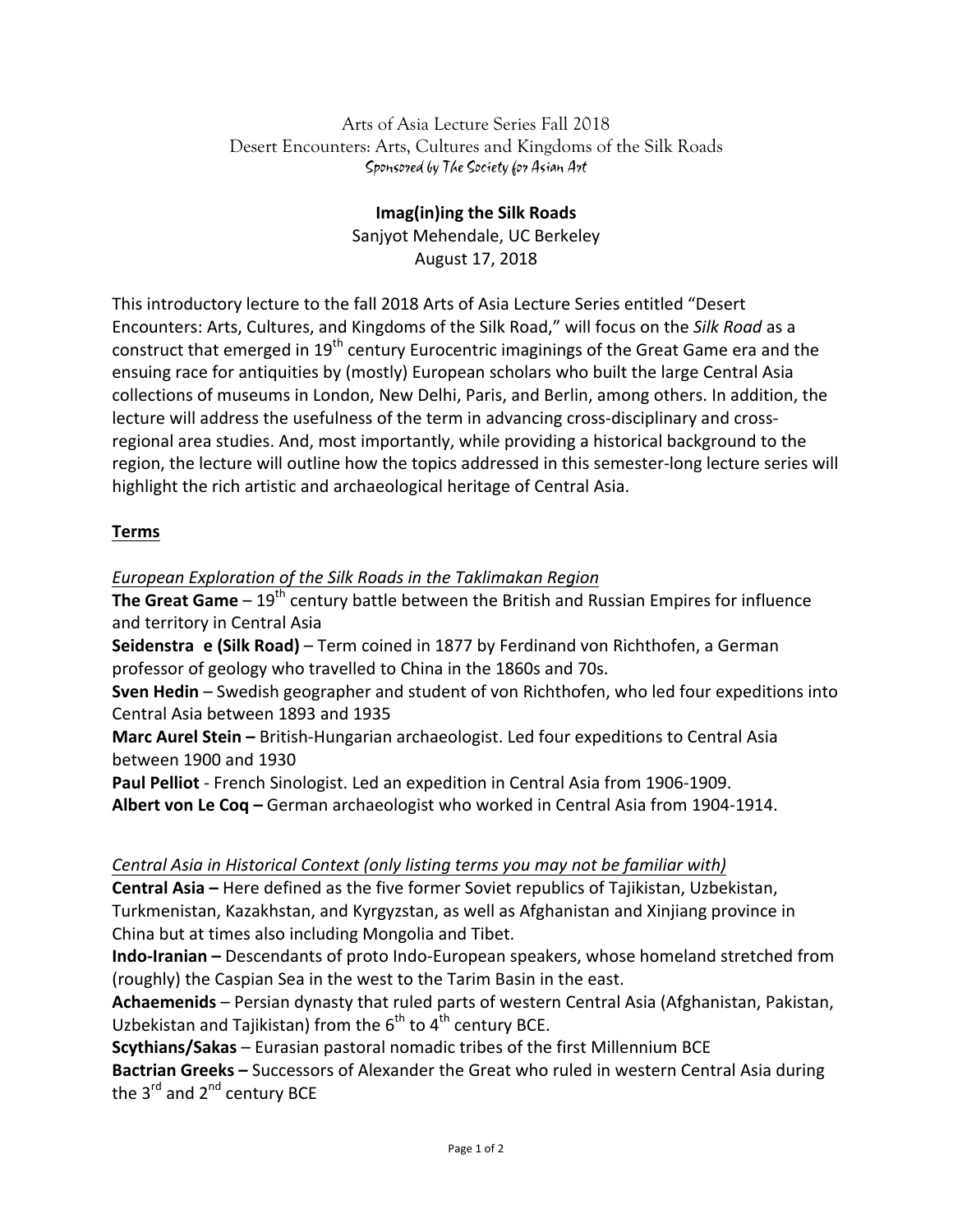Arts of Asia Lecture Series Fall 2018
Desert Encounters: Arts, Cultures and Kingdoms of the Silk Roads
Sponsored by The Society for Asian Art

**Imag(in)ing the Silk Roads**
Sanjyot Mehendale, UC Berkeley
August 17, 2018

This introductory lecture to the fall 2018 Arts of Asia Lecture Series entitled "Desert Encounters: Arts, Cultures, and Kingdoms of the Silk Road," will focus on the *Silk Road* as a construct that emerged in 19th century Eurocentric imaginings of the Great Game era and the ensuing race for antiquities by (mostly) European scholars who built the large Central Asia collections of museums in London, New Delhi, Paris, and Berlin, among others. In addition, the lecture will address the usefulness of the term in advancing cross-disciplinary and cross-regional area studies. And, most importantly, while providing a historical background to the region, the lecture will outline how the topics addressed in this semester-long lecture series will highlight the rich artistic and archaeological heritage of Central Asia.

## Terms

*European Exploration of the Silk Roads in the Taklimakan Region*

**The Great Game** – 19th century battle between the British and Russian Empires for influence and territory in Central Asia

**Seidenstra e (Silk Road)** – Term coined in 1877 by Ferdinand von Richthofen, a German professor of geology who travelled to China in the 1860s and 70s.

**Sven Hedin** – Swedish geographer and student of von Richthofen, who led four expeditions into Central Asia between 1893 and 1935

**Marc Aurel Stein –** British-Hungarian archaeologist. Led four expeditions to Central Asia between 1900 and 1930

**Paul Pelliot** - French Sinologist. Led an expedition in Central Asia from 1906-1909.

**Albert von Le Coq –** German archaeologist who worked in Central Asia from 1904-1914.

*Central Asia in Historical Context (only listing terms you may not be familiar with)*

**Central Asia –** Here defined as the five former Soviet republics of Tajikistan, Uzbekistan, Turkmenistan, Kazakhstan, and Kyrgyzstan, as well as Afghanistan and Xinjiang province in China but at times also including Mongolia and Tibet.

**Indo-Iranian –** Descendants of proto Indo-European speakers, whose homeland stretched from (roughly) the Caspian Sea in the west to the Tarim Basin in the east.

**Achaemenids** – Persian dynasty that ruled parts of western Central Asia (Afghanistan, Pakistan, Uzbekistan and Tajikistan) from the 6th to 4th century BCE.

**Scythians/Sakas** – Eurasian pastoral nomadic tribes of the first Millennium BCE

**Bactrian Greeks –** Successors of Alexander the Great who ruled in western Central Asia during the 3rd and 2nd century BCE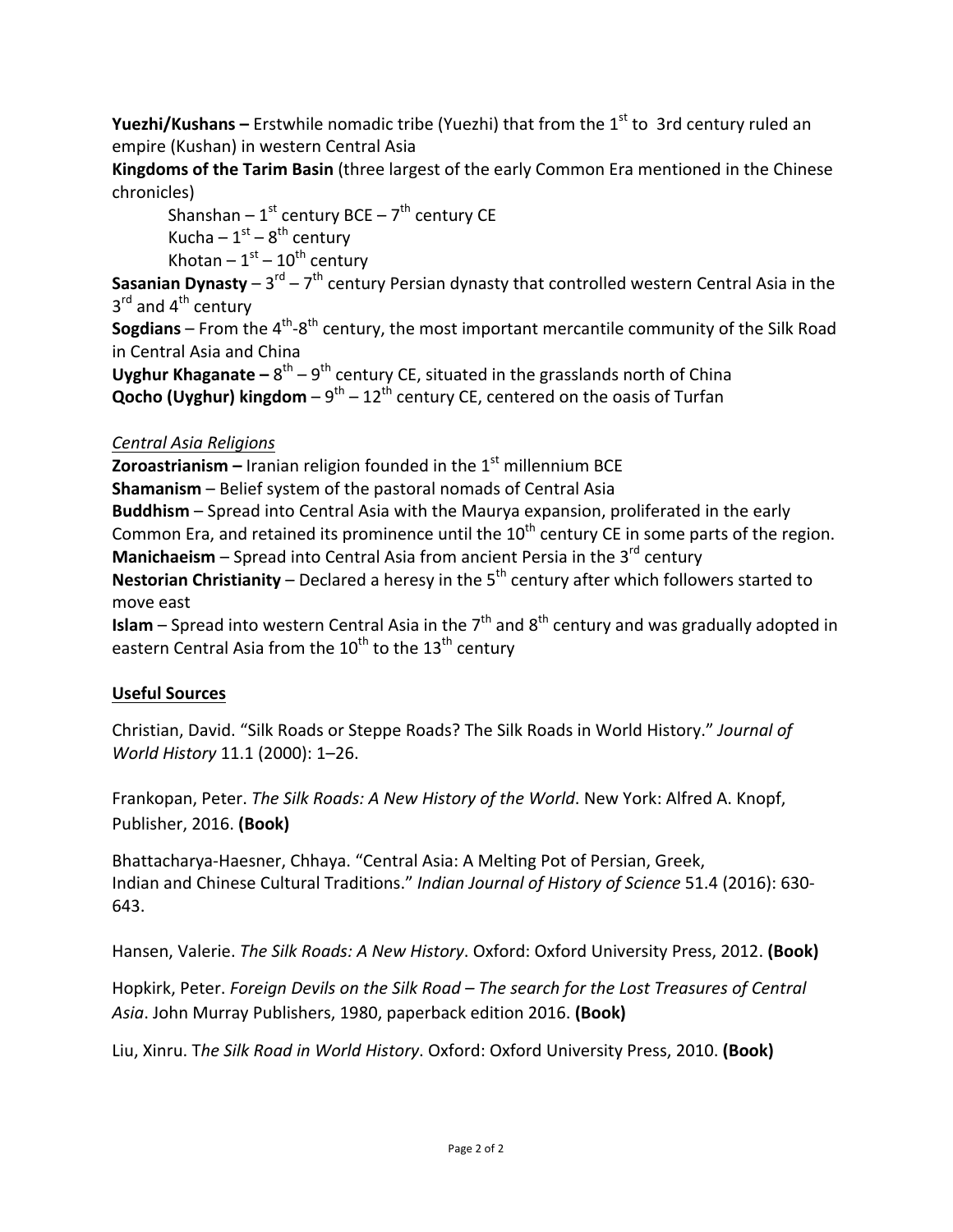**Yuezhi/Kushans –** Erstwhile nomadic tribe (Yuezhi) that from the $1^{st}$ to 3rd century ruled an empire (Kushan) in western Central Asia

**Kingdoms of the Tarim Basin** (three largest of the early Common Era mentioned in the Chinese chronicles)

- Shanshan – $1^{st}$ century BCE – $7^{th}$ century CE
- Kucha – $1^{st}$ – $8^{th}$ century
- Khotan – $1^{st}$ – $10^{th}$ century

**Sasanian Dynasty** – $3^{rd}$ – $7^{th}$ century Persian dynasty that controlled western Central Asia in the $3^{rd}$ and $4^{th}$ century

**Sogdians** – From the $4^{th}$-$8^{th}$ century, the most important mercantile community of the Silk Road in Central Asia and China

**Uyghur Khaganate –** $8^{th}$ – $9^{th}$ century CE, situated in the grasslands north of China

**Qocho (Uyghur) kingdom** – $9^{th}$ – $12^{th}$ century CE, centered on the oasis of Turfan

*Central Asia Religions*

**Zoroastrianism –** Iranian religion founded in the $1^{st}$ millennium BCE

**Shamanism** – Belief system of the pastoral nomads of Central Asia

**Buddhism** – Spread into Central Asia with the Maurya expansion, proliferated in the early Common Era, and retained its prominence until the $10^{th}$ century CE in some parts of the region.

**Manichaeism** – Spread into Central Asia from ancient Persia in the $3^{rd}$ century

**Nestorian Christianity** – Declared a heresy in the $5^{th}$ century after which followers started to move east

**Islam** – Spread into western Central Asia in the $7^{th}$ and $8^{th}$ century and was gradually adopted in eastern Central Asia from the $10^{th}$ to the $13^{th}$ century

## Useful Sources

Christian, David. "Silk Roads or Steppe Roads? The Silk Roads in World History." *Journal of World History* 11.1 (2000): 1–26.

Frankopan, Peter. *The Silk Roads: A New History of the World*. New York: Alfred A. Knopf, Publisher, 2016. **(Book)**

Bhattacharya-Haesner, Chhaya. "Central Asia: A Melting Pot of Persian, Greek, Indian and Chinese Cultural Traditions." *Indian Journal of History of Science* 51.4 (2016): 630-643.

Hansen, Valerie. *The Silk Roads: A New History*. Oxford: Oxford University Press, 2012. **(Book)**

Hopkirk, Peter. *Foreign Devils on the Silk Road – The search for the Lost Treasures of Central Asia*. John Murray Publishers, 1980, paperback edition 2016. **(Book)**

Liu, Xinru. T*he Silk Road in World History*. Oxford: Oxford University Press, 2010. **(Book)**